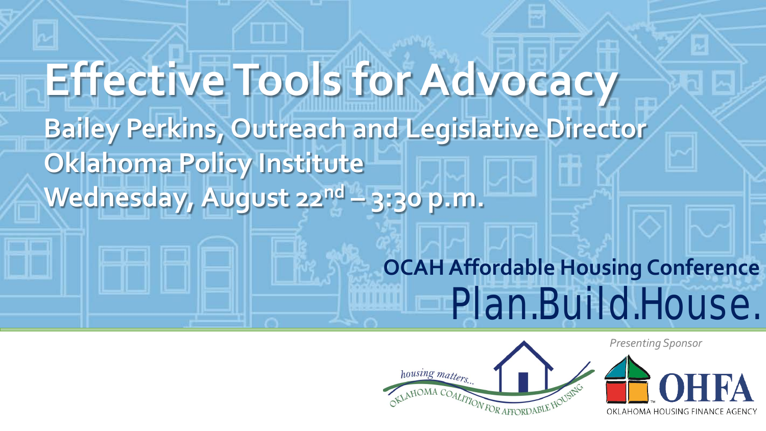# Effective Tools for Advocacy

**Bailey Perkins, Outreach and Legislative Director**

**Oklahoma Policy Institute**

**Wednesday, August 22nd – 3:30 p.m.**

**OCAH Affordable Housing Conference**

Plan.Build.House.

*Presenting Sponsor*

housing matters... OKLAHOMA COALITION FOR AFFORDABLE HOUSING

OHFA OKLAHOMA HOUSING FINANCE AGENCY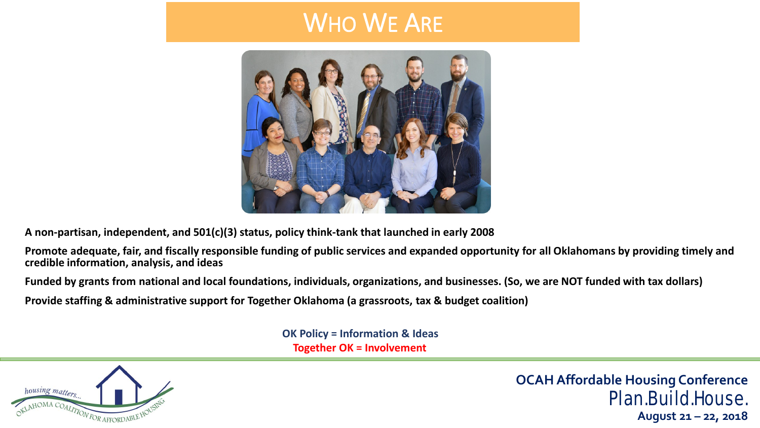# Who We Are

**A non-partisan, independent, and 501(c)(3) status, policy think-tank that launched in early 2008**

**Promote adequate, fair, and fiscally responsible funding of public services and expanded opportunity for all Oklahomans by providing timely and credible information, analysis, and ideas**

**Funded by grants from national and local foundations, individuals, organizations, and businesses. (So, we are NOT funded with tax dollars)**

**Provide staffing & administrative support for Together Oklahoma (a grassroots, tax & budget coalition)**

**OK Policy = Information & Ideas**
**Together OK = Involvement**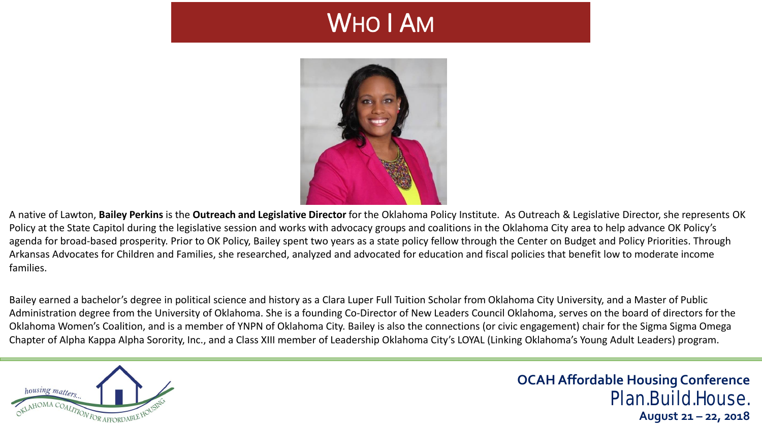# Who I Am

A native of Lawton, **Bailey Perkins** is the **Outreach and Legislative Director** for the Oklahoma Policy Institute. As Outreach & Legislative Director, she represents OK Policy at the State Capitol during the legislative session and works with advocacy groups and coalitions in the Oklahoma City area to help advance OK Policy's agenda for broad-based prosperity. Prior to OK Policy, Bailey spent two years as a state policy fellow through the Center on Budget and Policy Priorities. Through Arkansas Advocates for Children and Families, she researched, analyzed and advocated for education and fiscal policies that benefit low to moderate income families.

Bailey earned a bachelor's degree in political science and history as a Clara Luper Full Tuition Scholar from Oklahoma City University, and a Master of Public Administration degree from the University of Oklahoma. She is a founding Co-Director of New Leaders Council Oklahoma, serves on the board of directors for the Oklahoma Women's Coalition, and is a member of YNPN of Oklahoma City. Bailey is also the connections (or civic engagement) chair for the Sigma Sigma Omega Chapter of Alpha Kappa Alpha Sorority, Inc., and a Class XIII member of Leadership Oklahoma City's LOYAL (Linking Oklahoma's Young Adult Leaders) program.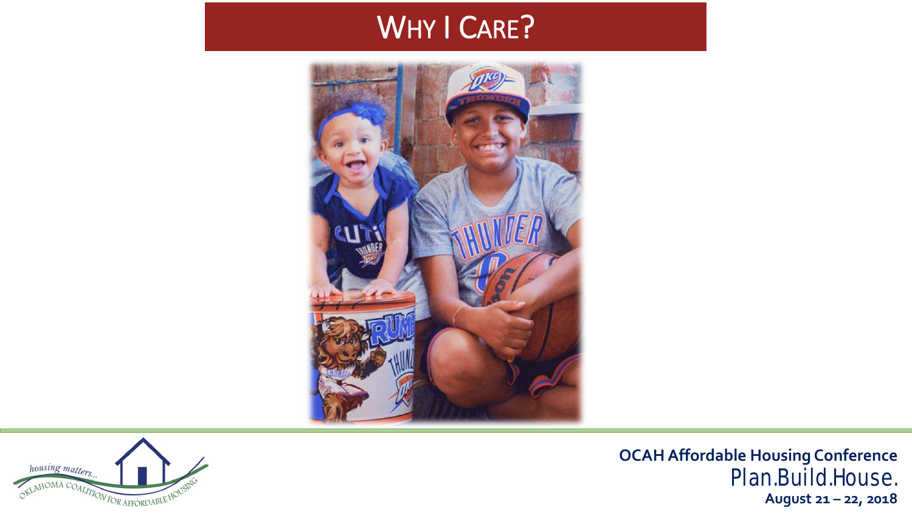# Why I Care?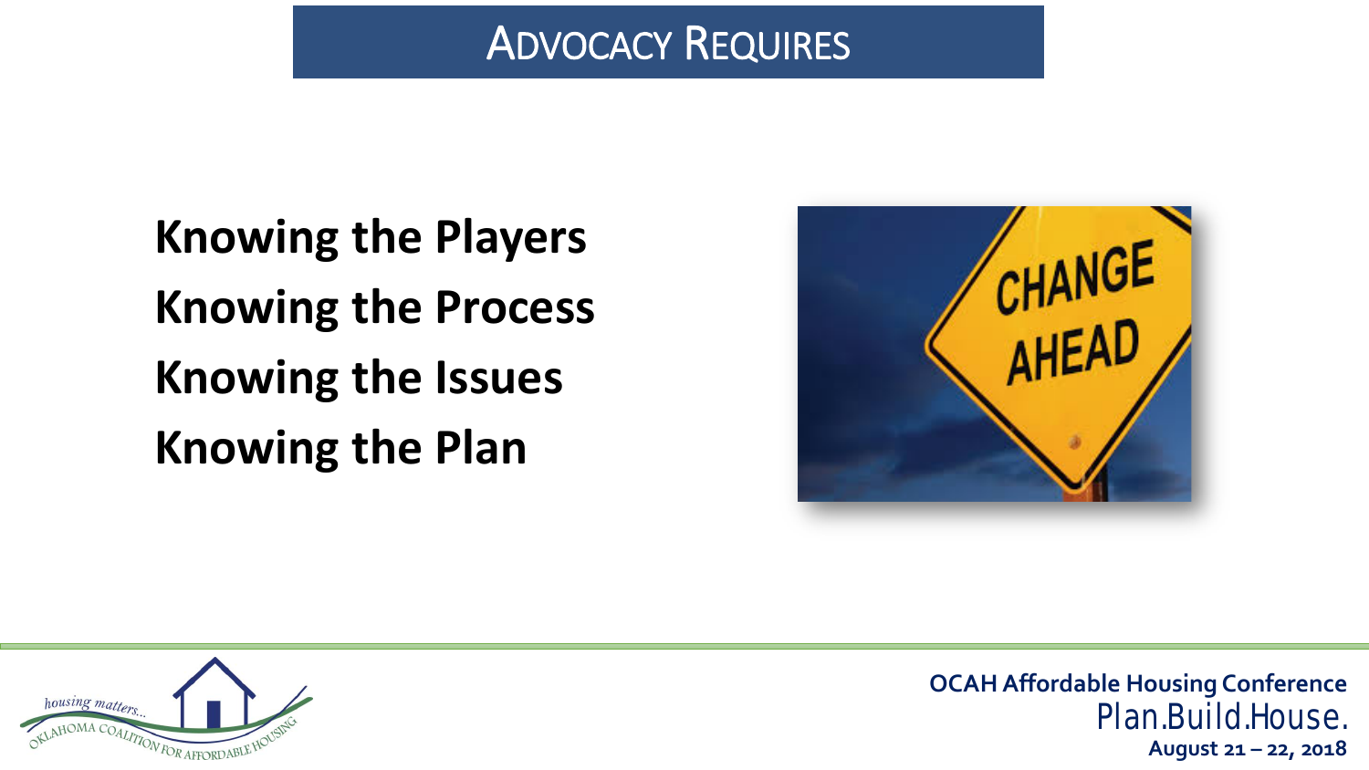# Advocacy Requires

**Knowing the Players**

**Knowing the Process**

**Knowing the Issues**

**Knowing the Plan**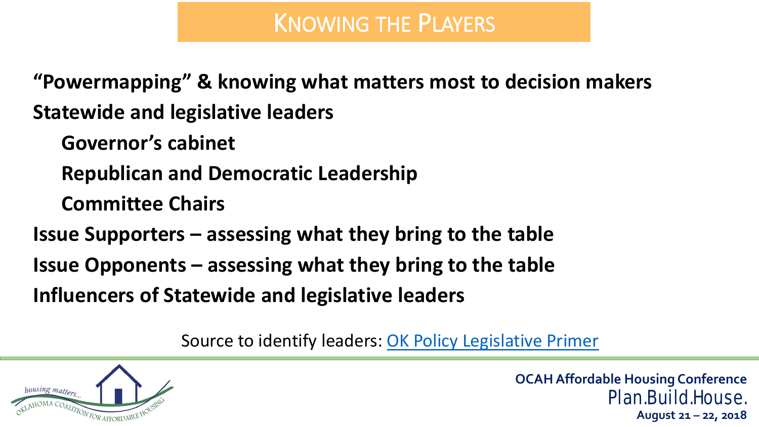# Knowing the Players

**"Powermapping" & knowing what matters most to decision makers**

**Statewide and legislative leaders**

- **Governor's cabinet**
- **Republican and Democratic Leadership**
- **Committee Chairs**

**Issue Supporters – assessing what they bring to the table**

**Issue Opponents – assessing what they bring to the table**

**Influencers of Statewide and legislative leaders**

Source to identify leaders: OK Policy Legislative Primer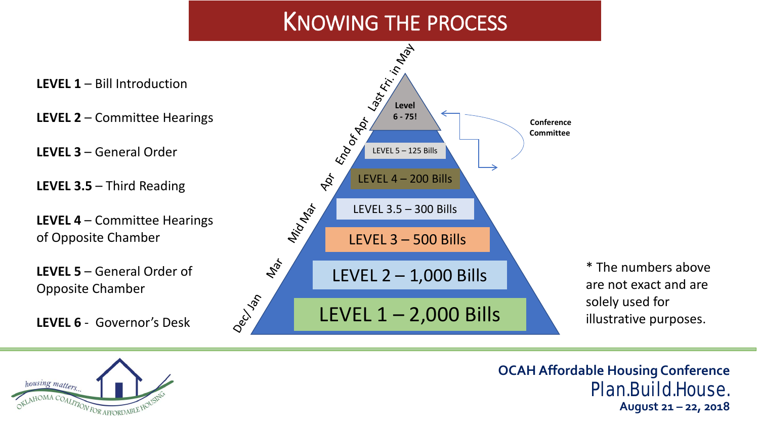# KNOWING THE PROCESS

**LEVEL 1** – Bill Introduction

**LEVEL 2** – Committee Hearings

**LEVEL 3** – General Order

**LEVEL 3.5** – Third Reading

**LEVEL 4** – Committee Hearings of Opposite Chamber

**LEVEL 5** – General Order of Opposite Chamber

**LEVEL 6** - Governor's Desk

Last Fri. in May

End of Apr

Apr

Mid Mar

Mar

Dec/ Jan

Level 6 - 75!

LEVEL 5 – 125 Bills

LEVEL 4 – 200 Bills

LEVEL 3.5 – 300 Bills

LEVEL 3 – 500 Bills

LEVEL 2 – 1,000 Bills

LEVEL 1 – 2,000 Bills

Conference Committee

* The numbers above are not exact and are solely used for illustrative purposes.

housing matters...
OKLAHOMA COALITION FOR AFFORDABLE HOUSING

**OCAH Affordable Housing Conference**
Plan.Build.House.
**August 21 – 22, 2018**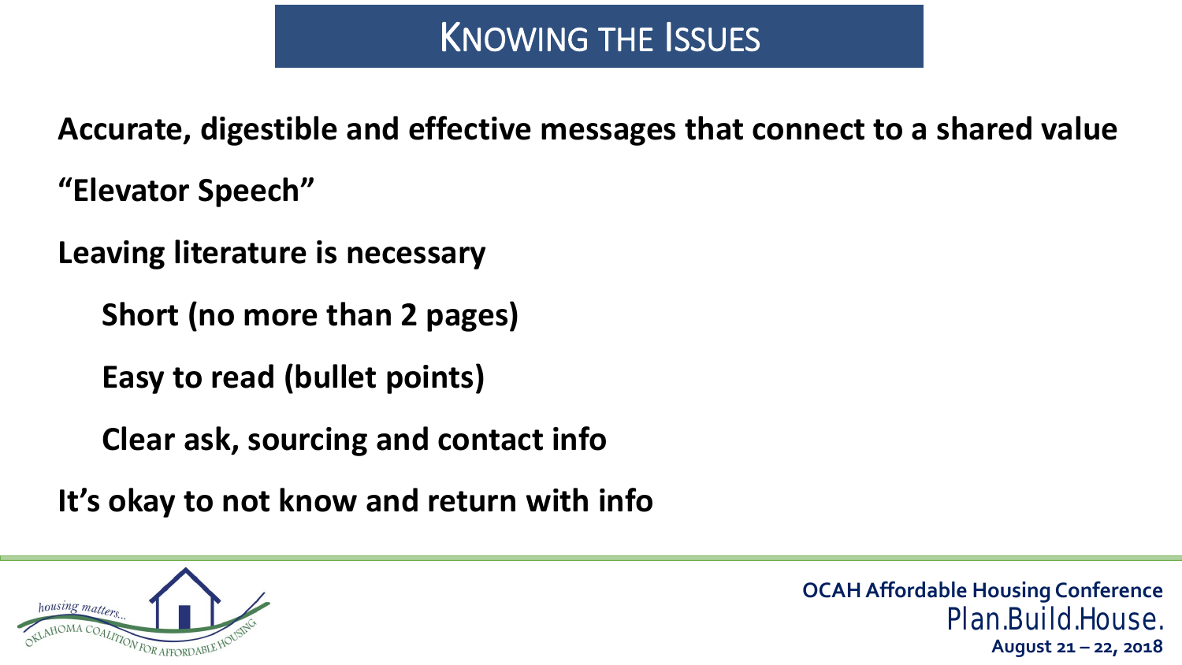# Knowing the Issues

**Accurate, digestible and effective messages that connect to a shared value**

**"Elevator Speech"**

**Leaving literature is necessary**

- **Short (no more than 2 pages)**
- **Easy to read (bullet points)**
- **Clear ask, sourcing and contact info**

**It's okay to not know and return with info**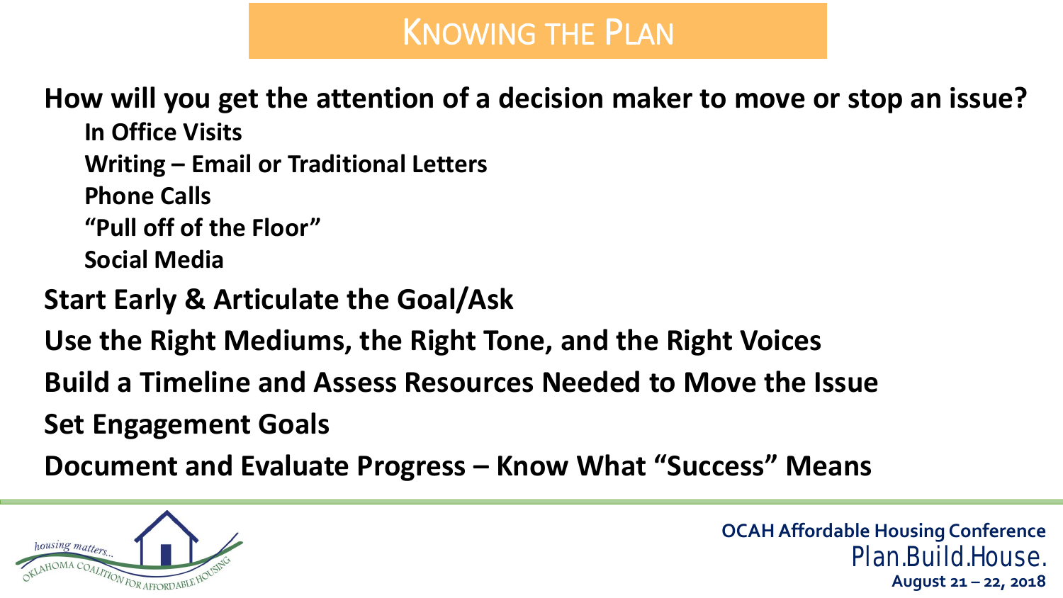# Knowing the Plan

**How will you get the attention of a decision maker to move or stop an issue?**

- **In Office Visits**
- **Writing – Email or Traditional Letters**
- **Phone Calls**
- **"Pull off of the Floor"**
- **Social Media**

**Start Early & Articulate the Goal/Ask**

**Use the Right Mediums, the Right Tone, and the Right Voices**

**Build a Timeline and Assess Resources Needed to Move the Issue**

**Set Engagement Goals**

**Document and Evaluate Progress – Know What "Success" Means**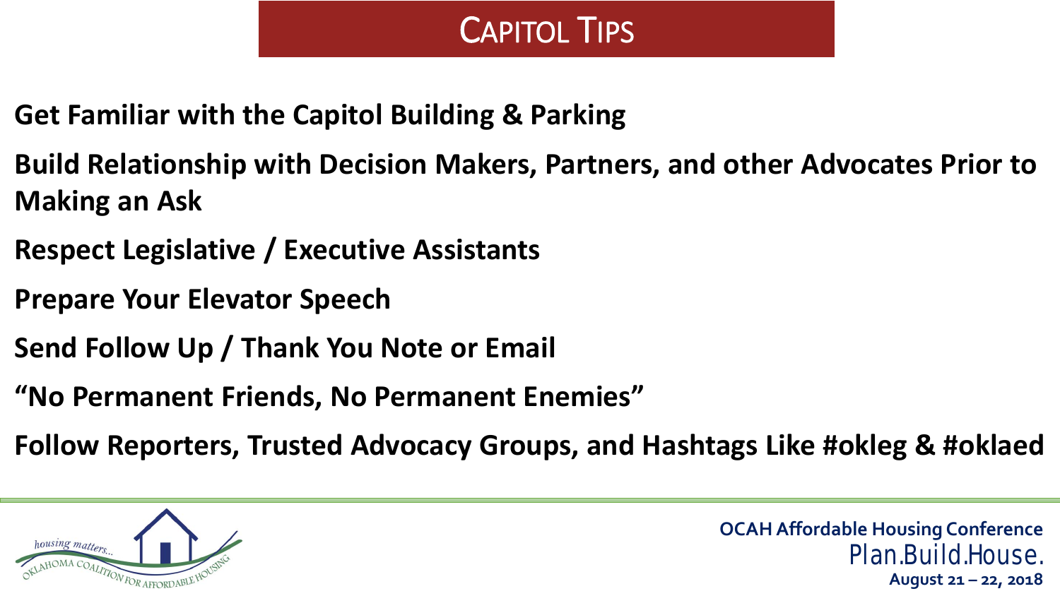# Capitol Tips

**Get Familiar with the Capitol Building & Parking**

**Build Relationship with Decision Makers, Partners, and other Advocates Prior to Making an Ask**

**Respect Legislative / Executive Assistants**

**Prepare Your Elevator Speech**

**Send Follow Up / Thank You Note or Email**

**"No Permanent Friends, No Permanent Enemies"**

**Follow Reporters, Trusted Advocacy Groups, and Hashtags Like #okleg & #oklaed**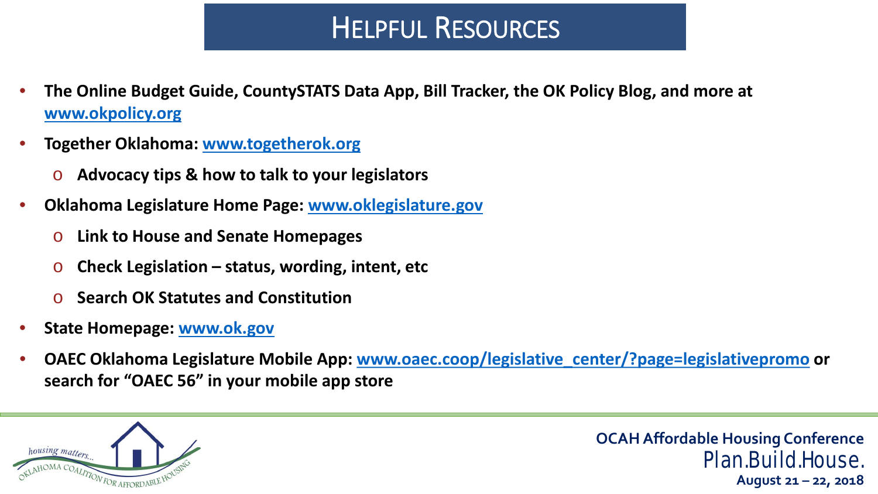# Helpful Resources

- **The Online Budget Guide, CountySTATS Data App, Bill Tracker, the OK Policy Blog, and more at www.okpolicy.org**
- **Together Oklahoma: www.togetherok.org**
  - **Advocacy tips & how to talk to your legislators**
- **Oklahoma Legislature Home Page: www.oklegislature.gov**
  - **Link to House and Senate Homepages**
  - **Check Legislation – status, wording, intent, etc**
  - **Search OK Statutes and Constitution**
- **State Homepage: www.ok.gov**
- **OAEC Oklahoma Legislature Mobile App: www.oaec.coop/legislative_center/?page=legislativepromo or search for "OAEC 56" in your mobile app store**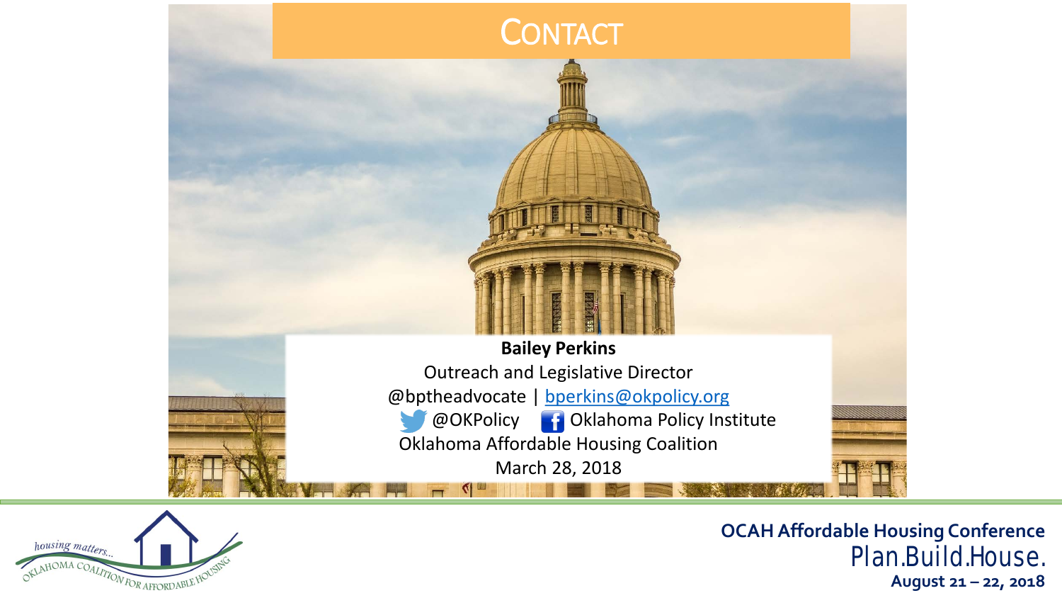# Contact

**Bailey Perkins**

Outreach and Legislative Director

@bptheadvocate | bperkins@okpolicy.org

@OKPolicy   Oklahoma Policy Institute

Oklahoma Affordable Housing Coalition

March 28, 2018